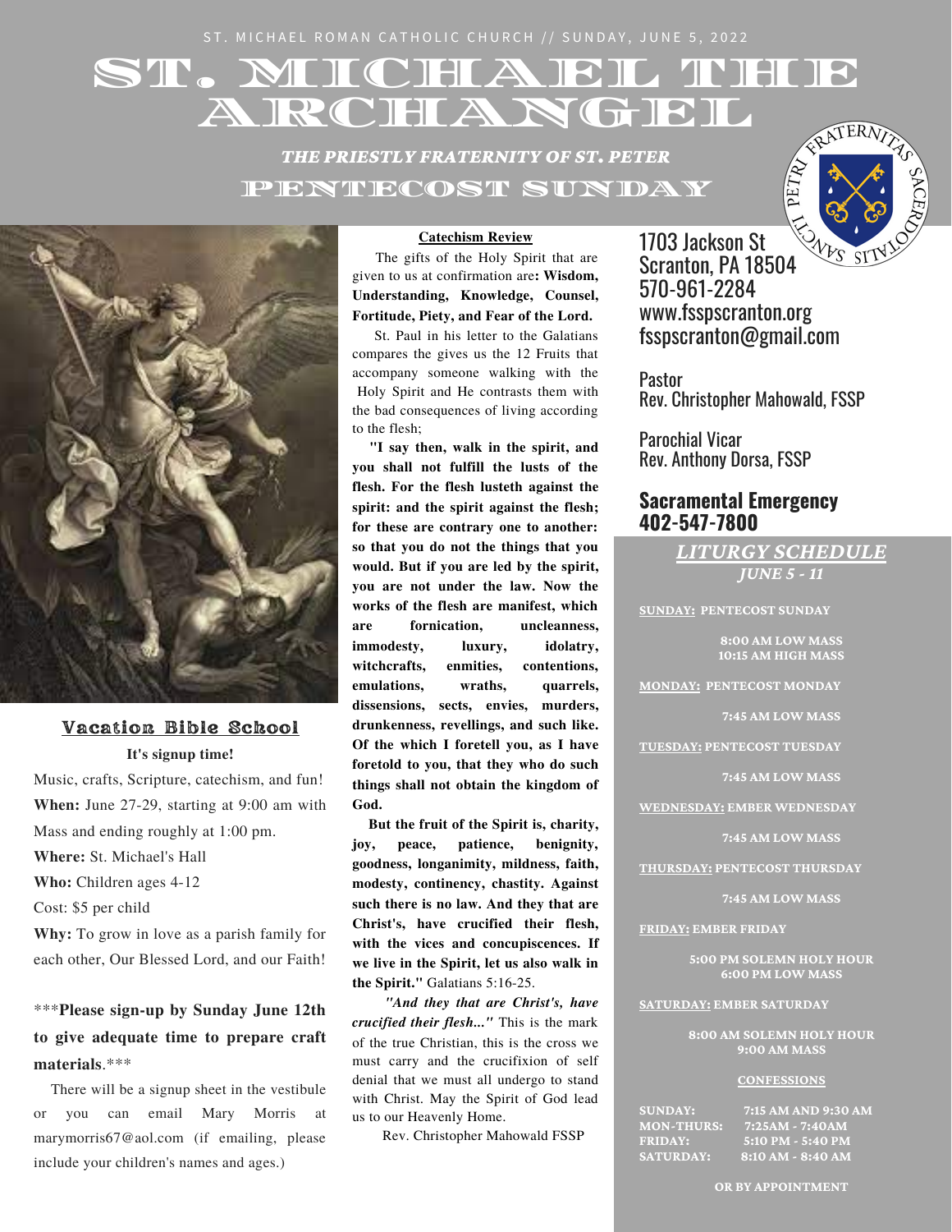ST. MICHAEL ROMAN CATHOLIC CHURCH // SUNDAY, JUNE 5, 2022

# ST. MICHAEL THE ARCHANGEL

***THE PRIESTLY FRATERNITY OF ST. PETER***

## PENTECOST SUNDAY

1703 Jackson St
Scranton, PA 18504
570-961-2284
www.fsspscranton.org
fsspscranton@gmail.com

Pastor
Rev. Christopher Mahowald, FSSP

Parochial Vicar
Rev. Anthony Dorsa, FSSP

**Sacramental Emergency**
**402-547-7800**

### Vacation Bible School

**It's signup time!**

Music, crafts, Scripture, catechism, and fun!

**When:** June 27-29, starting at 9:00 am with Mass and ending roughly at 1:00 pm.

**Where:** St. Michael's Hall

**Who:** Children ages 4-12

Cost: $5 per child

**Why:** To grow in love as a parish family for each other, Our Blessed Lord, and our Faith!

***Please sign-up by Sunday June 12th to give adequate time to prepare craft materials**.***

There will be a signup sheet in the vestibule or you can email Mary Morris at marymorris67@aol.com (if emailing, please include your children's names and ages.)

### Catechism Review

The gifts of the Holy Spirit that are given to us at confirmation are**: Wisdom, Understanding, Knowledge, Counsel, Fortitude, Piety, and Fear of the Lord.**

St. Paul in his letter to the Galatians compares the gives us the 12 Fruits that accompany someone walking with the Holy Spirit and He contrasts them with the bad consequences of living according to the flesh;

**"I say then, walk in the spirit, and you shall not fulfill the lusts of the flesh. For the flesh lusteth against the spirit: and the spirit against the flesh; for these are contrary one to another: so that you do not the things that you would. But if you are led by the spirit, you are not under the law. Now the works of the flesh are manifest, which are fornication, uncleanness, immodesty, luxury, idolatry, witchcrafts, enmities, contentions, emulations, wraths, quarrels, dissensions, sects, envies, murders, drunkenness, revellings, and such like. Of the which I foretell you, as I have foretold to you, that they who do such things shall not obtain the kingdom of God.**

**But the fruit of the Spirit is, charity, joy, peace, patience, benignity, goodness, longanimity, mildness, faith, modesty, continency, chastity. Against such there is no law. And they that are Christ's, have crucified their flesh, with the vices and concupiscences. If we live in the Spirit, let us also walk in the Spirit."** Galatians 5:16-25.

***"And they that are Christ's, have crucified their flesh..."*** This is the mark of the true Christian, this is the cross we must carry and the crucifixion of self denial that we must all undergo to stand with Christ. May the Spirit of God lead us to our Heavenly Home.

Rev. Christopher Mahowald FSSP

### *LITURGY SCHEDULE*
***JUNE 5 - 11***

**SUNDAY: PENTECOST SUNDAY**
8:00 AM LOW MASS
10:15 AM HIGH MASS

**MONDAY: PENTECOST MONDAY**
7:45 AM LOW MASS

**TUESDAY: PENTECOST TUESDAY**
7:45 AM LOW MASS

**WEDNESDAY: EMBER WEDNESDAY**
7:45 AM LOW MASS

**THURSDAY: PENTECOST THURSDAY**
7:45 AM LOW MASS

**FRIDAY: EMBER FRIDAY**
5:00 PM SOLEMN HOLY HOUR
6:00 PM LOW MASS

**SATURDAY: EMBER SATURDAY**
8:00 AM SOLEMN HOLY HOUR
9:00 AM MASS

**CONFESSIONS**

| | |
|---|---|
| SUNDAY: | 7:15 AM AND 9:30 AM |
| MON-THURS: | 7:25AM - 7:40AM |
| FRIDAY: | 5:10 PM - 5:40 PM |
| SATURDAY: | 8:10 AM - 8:40 AM |

OR BY APPOINTMENT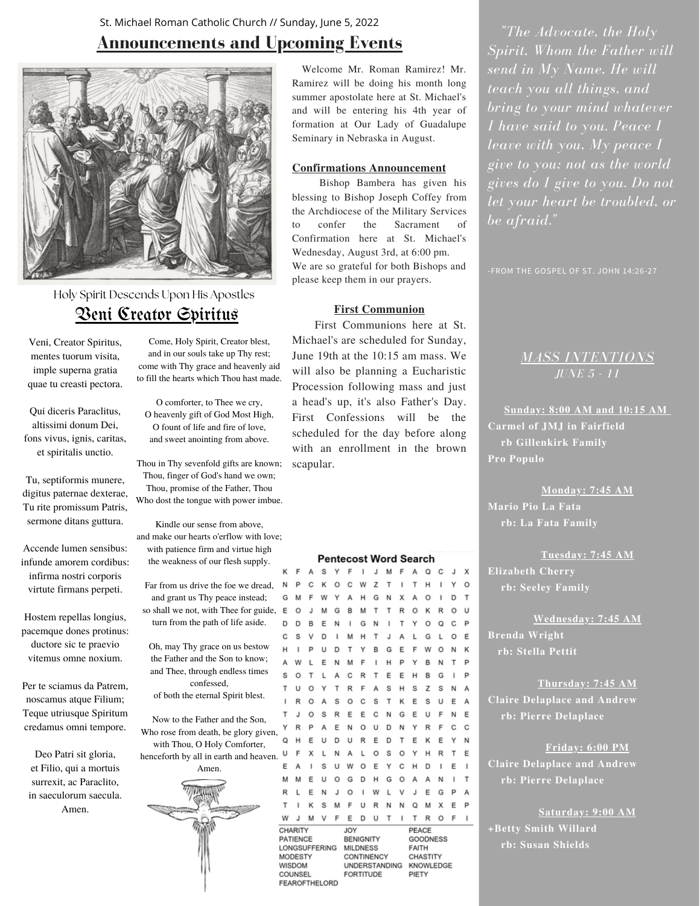St. Michael Roman Catholic Church // Sunday, June 5, 2022

# Announcements and Upcoming Events

Holy Spirit Descends Upon His Apostles

## Veni Creator Spiritus

Veni, Creator Spiritus,
mentes tuorum visita,
imple superna gratia
quae tu creasti pectora.

Qui diceris Paraclitus,
altissimi donum Dei,
fons vivus, ignis, caritas,
et spiritalis unctio.

Tu, septiformis munere,
digitus paternae dexterae,
Tu rite promissum Patris,
sermone ditans guttura.

Accende lumen sensibus:
infunde amorem cordibus:
infirma nostri corporis
virtute firmans perpeti.

Hostem repellas longius,
pacemque dones protinus:
ductore sic te praevio
vitemus omne noxium.

Per te sciamus da Patrem,
noscamus atque Filium;
Teque utriusque Spiritum
credamus omni tempore.

Deo Patri sit gloria,
et Filio, qui a mortuis
surrexit, ac Paraclito,
in saeculorum saecula.
Amen.

Come, Holy Spirit, Creator blest,
and in our souls take up Thy rest;
come with Thy grace and heavenly aid
to fill the hearts which Thou hast made.

O comforter, to Thee we cry,
O heavenly gift of God Most High,
O fount of life and fire of love,
and sweet anointing from above.

Thou in Thy sevenfold gifts are known;
Thou, finger of God's hand we own;
Thou, promise of the Father, Thou
Who dost the tongue with power imbue.

Kindle our sense from above,
and make our hearts o'erflow with love;
with patience firm and virtue high
the weakness of our flesh supply.

Far from us drive the foe we dread,
and grant us Thy peace instead;
so shall we not, with Thee for guide,
turn from the path of life aside.

Oh, may Thy grace on us bestow
the Father and the Son to know;
and Thee, through endless times
confessed,
of both the eternal Spirit blest.

Now to the Father and the Son,
Who rose from death, be glory given,
with Thou, O Holy Comforter,
henceforth by all in earth and heaven.
Amen.

Welcome Mr. Roman Ramirez! Mr. Ramirez will be doing his month long summer apostolate here at St. Michael's and will be entering his 4th year of formation at Our Lady of Guadalupe Seminary in Nebraska in August.

### Confirmations Announcement

Bishop Bambera has given his blessing to Bishop Joseph Coffey from the Archdiocese of the Military Services to confer the Sacrament of Confirmation here at St. Michael's Wednesday, August 3rd, at 6:00 pm. We are so grateful for both Bishops and please keep them in our prayers.

### First Communion

First Communions here at St. Michael's are scheduled for Sunday, June 19th at the 10:15 am mass. We will also be planning a Eucharistic Procession following mass and just a head's up, it's also Father's Day. First Confessions will be the scheduled for the day before along with an enrollment in the brown scapular.

### Pentecost Word Search

```
K F A S Y F I J M F A Q C J X
N P C K O C W Z T I T H I Y O
G M F W Y A H G N X A O I D T
E O J M G B M T T R O K R O U
D D B E N I G N I T Y O Q C P
C S V D I M H T J A L G L O E
H I P U D T Y B G E F W O N K
A W L E N M F I H P Y B N T P
S O T L A C R T E E H B G I P
T U O Y T R F A S H S Z S N A
I R O A S O C S T K E S U E A
T J O S R E E C N G E U F N E
Y R P A E N O U D N Y R F C C
Q H E U D U R E D T E K E Y N
U F X L N A L O S O Y H R T E
E A I S U W O E Y C H D I E I
M M E U O G D H G O A A N I T
R L E N J O I W L V J E G P A
T I K S M F U R N N Q M X E P
W J M V F E D U T I T R O F I
```

| | | |
|---|---|---|
| CHARITY | JOY | PEACE |
| PATIENCE | BENIGNITY | GOODNESS |
| LONGSUFFERING | MILDNESS | FAITH |
| MODESTY | CONTINENCY | CHASTITY |
| WISDOM | UNDERSTANDING | KNOWLEDGE |
| COUNSEL | FORTITUDE | PIETY |
| FEAROFTHELORD | | |

*"The Advocate, the Holy Spirit, Whom the Father will send in My Name, He will teach you all things, and bring to your mind whatever I have said to you. Peace I leave with you, My peace I give to you; not as the world gives do I give to you. Do not let your heart be troubled, or be afraid."*

-FROM THE GOSPEL OF ST. JOHN 14:26-27

### *MASS INTENTIONS*
*JUNE 5 - 11*

**Sunday: 8:00 AM and 10:15 AM**
**Carmel of JMJ in Fairfield**
**rb Gillenkirk Family**
**Pro Populo**

**Monday: 7:45 AM**
**Mario Pio La Fata**
**rb: La Fata Family**

**Tuesday: 7:45 AM**
**Elizabeth Cherry**
**rb: Seeley Family**

**Wednesday: 7:45 AM**
**Brenda Wright**
**rb: Stella Pettit**

**Thursday: 7:45 AM**
**Claire Delaplace and Andrew**
**rb: Pierre Delaplace**

**Friday: 6:00 PM**
**Claire Delaplace and Andrew**
**rb: Pierre Delaplace**

**Saturday: 9:00 AM**
**+Betty Smith Willard**
**rb: Susan Shields**